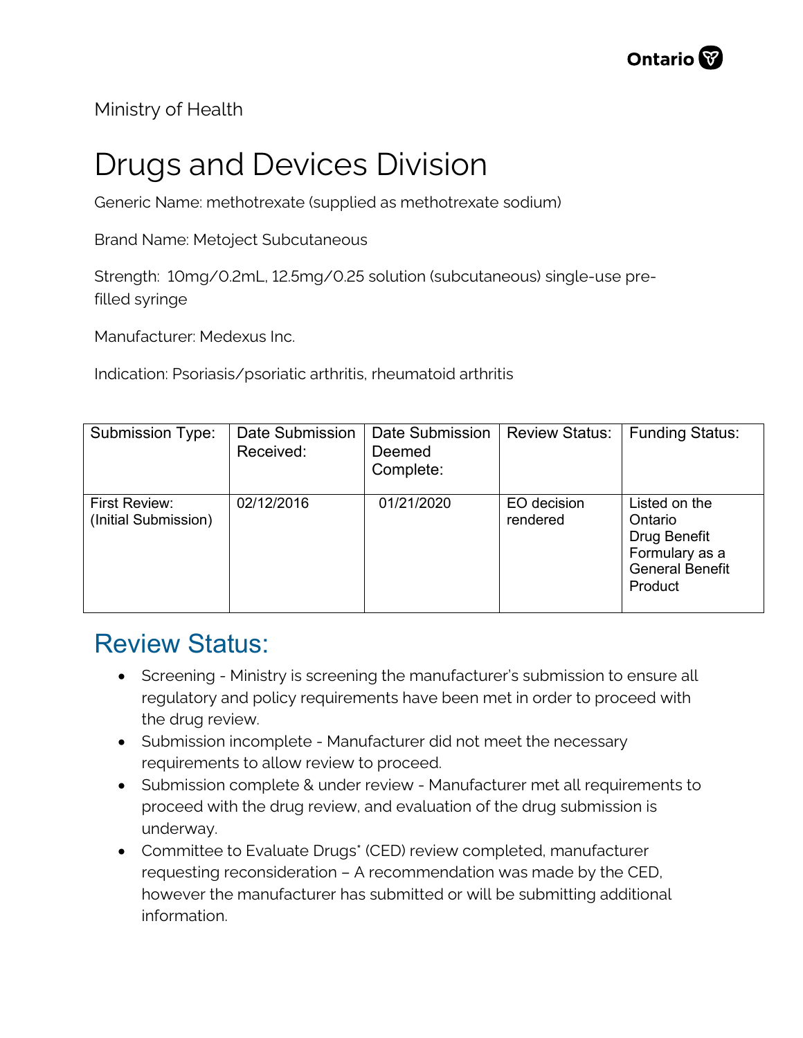Ministry of Health

# Drugs and Devices Division

Generic Name: methotrexate (supplied as methotrexate sodium)

Brand Name: Metoject Subcutaneous

Strength: 10mg/0.2mL, 12.5mg/0.25 solution (subcutaneous) single-use pre-filled syringe

Manufacturer: Medexus Inc.

Indication: Psoriasis/psoriatic arthritis, rheumatoid arthritis

| Submission Type: | Date Submission Received: | Date Submission Deemed Complete: | Review Status: | Funding Status: |
|---|---|---|---|---|
| First Review: (Initial Submission) | 02/12/2016 | 01/21/2020 | EO decision rendered | Listed on the Ontario Drug Benefit Formulary as a General Benefit Product |

## Review Status:

- Screening - Ministry is screening the manufacturer's submission to ensure all regulatory and policy requirements have been met in order to proceed with the drug review.
- Submission incomplete - Manufacturer did not meet the necessary requirements to allow review to proceed.
- Submission complete & under review - Manufacturer met all requirements to proceed with the drug review, and evaluation of the drug submission is underway.
- Committee to Evaluate Drugs* (CED) review completed, manufacturer requesting reconsideration – A recommendation was made by the CED, however the manufacturer has submitted or will be submitting additional information.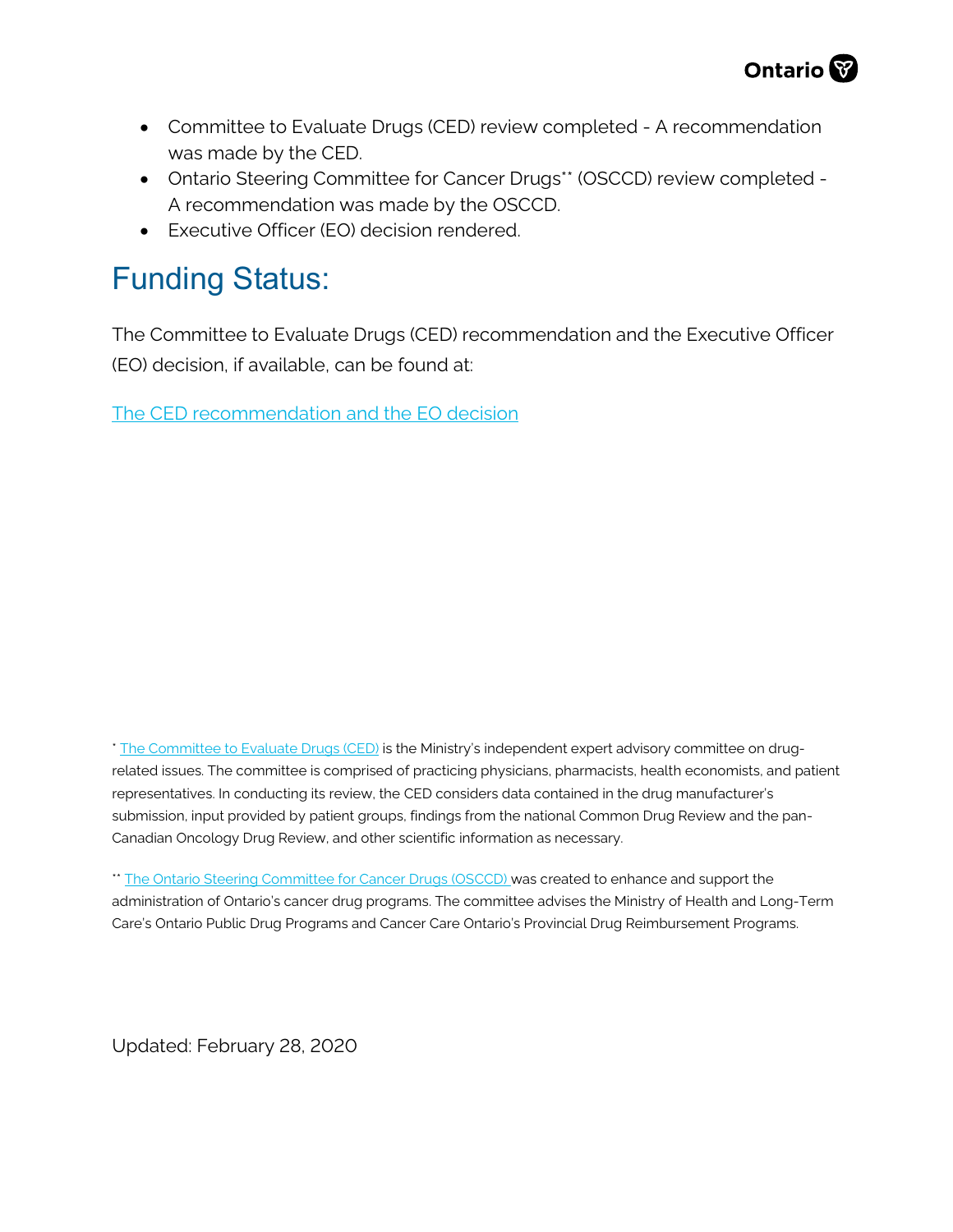- Committee to Evaluate Drugs (CED) review completed - A recommendation was made by the CED.
- Ontario Steering Committee for Cancer Drugs** (OSCCD) review completed - A recommendation was made by the OSCCD.
- Executive Officer (EO) decision rendered.

## Funding Status:

The Committee to Evaluate Drugs (CED) recommendation and the Executive Officer (EO) decision, if available, can be found at:

The CED recommendation and the EO decision

* The Committee to Evaluate Drugs (CED) is the Ministry's independent expert advisory committee on drug-related issues. The committee is comprised of practicing physicians, pharmacists, health economists, and patient representatives. In conducting its review, the CED considers data contained in the drug manufacturer's submission, input provided by patient groups, findings from the national Common Drug Review and the pan-Canadian Oncology Drug Review, and other scientific information as necessary.

** The Ontario Steering Committee for Cancer Drugs (OSCCD) was created to enhance and support the administration of Ontario's cancer drug programs. The committee advises the Ministry of Health and Long-Term Care's Ontario Public Drug Programs and Cancer Care Ontario's Provincial Drug Reimbursement Programs.

Updated: February 28, 2020